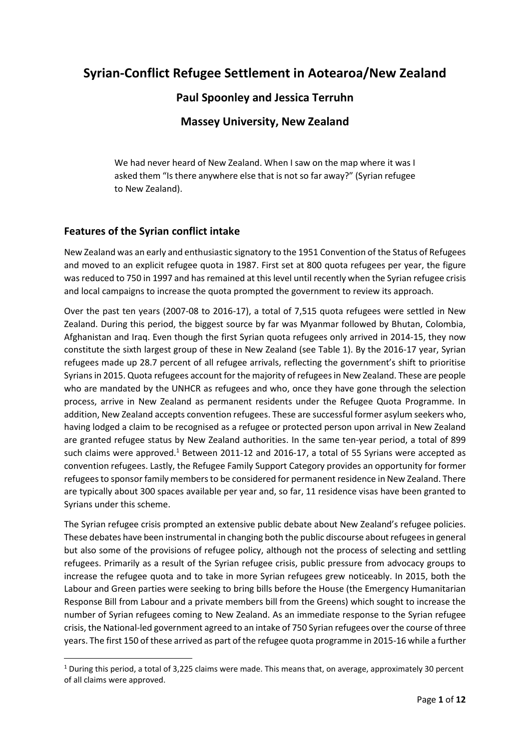# Syrian-Conflict Refugee Settlement in Aotearoa/New Zealand

### Paul Spoonley and Jessica Terruhn

### Massey University, New Zealand

> We had never heard of New Zealand. When I saw on the map where it was I asked them "Is there anywhere else that is not so far away?" (Syrian refugee to New Zealand).

## Features of the Syrian conflict intake

New Zealand was an early and enthusiastic signatory to the 1951 Convention of the Status of Refugees and moved to an explicit refugee quota in 1987. First set at 800 quota refugees per year, the figure was reduced to 750 in 1997 and has remained at this level until recently when the Syrian refugee crisis and local campaigns to increase the quota prompted the government to review its approach.

Over the past ten years (2007-08 to 2016-17), a total of 7,515 quota refugees were settled in New Zealand. During this period, the biggest source by far was Myanmar followed by Bhutan, Colombia, Afghanistan and Iraq. Even though the first Syrian quota refugees only arrived in 2014-15, they now constitute the sixth largest group of these in New Zealand (see Table 1). By the 2016-17 year, Syrian refugees made up 28.7 percent of all refugee arrivals, reflecting the government's shift to prioritise Syrians in 2015. Quota refugees account for the majority of refugees in New Zealand. These are people who are mandated by the UNHCR as refugees and who, once they have gone through the selection process, arrive in New Zealand as permanent residents under the Refugee Quota Programme. In addition, New Zealand accepts convention refugees. These are successful former asylum seekers who, having lodged a claim to be recognised as a refugee or protected person upon arrival in New Zealand are granted refugee status by New Zealand authorities. In the same ten-year period, a total of 899 such claims were approved.[1] Between 2011-12 and 2016-17, a total of 55 Syrians were accepted as convention refugees. Lastly, the Refugee Family Support Category provides an opportunity for former refugees to sponsor family members to be considered for permanent residence in New Zealand. There are typically about 300 spaces available per year and, so far, 11 residence visas have been granted to Syrians under this scheme.

The Syrian refugee crisis prompted an extensive public debate about New Zealand's refugee policies. These debates have been instrumental in changing both the public discourse about refugees in general but also some of the provisions of refugee policy, although not the process of selecting and settling refugees. Primarily as a result of the Syrian refugee crisis, public pressure from advocacy groups to increase the refugee quota and to take in more Syrian refugees grew noticeably. In 2015, both the Labour and Green parties were seeking to bring bills before the House (the Emergency Humanitarian Response Bill from Labour and a private members bill from the Greens) which sought to increase the number of Syrian refugees coming to New Zealand. As an immediate response to the Syrian refugee crisis, the National-led government agreed to an intake of 750 Syrian refugees over the course of three years. The first 150 of these arrived as part of the refugee quota programme in 2015-16 while a further

[1] During this period, a total of 3,225 claims were made. This means that, on average, approximately 30 percent of all claims were approved.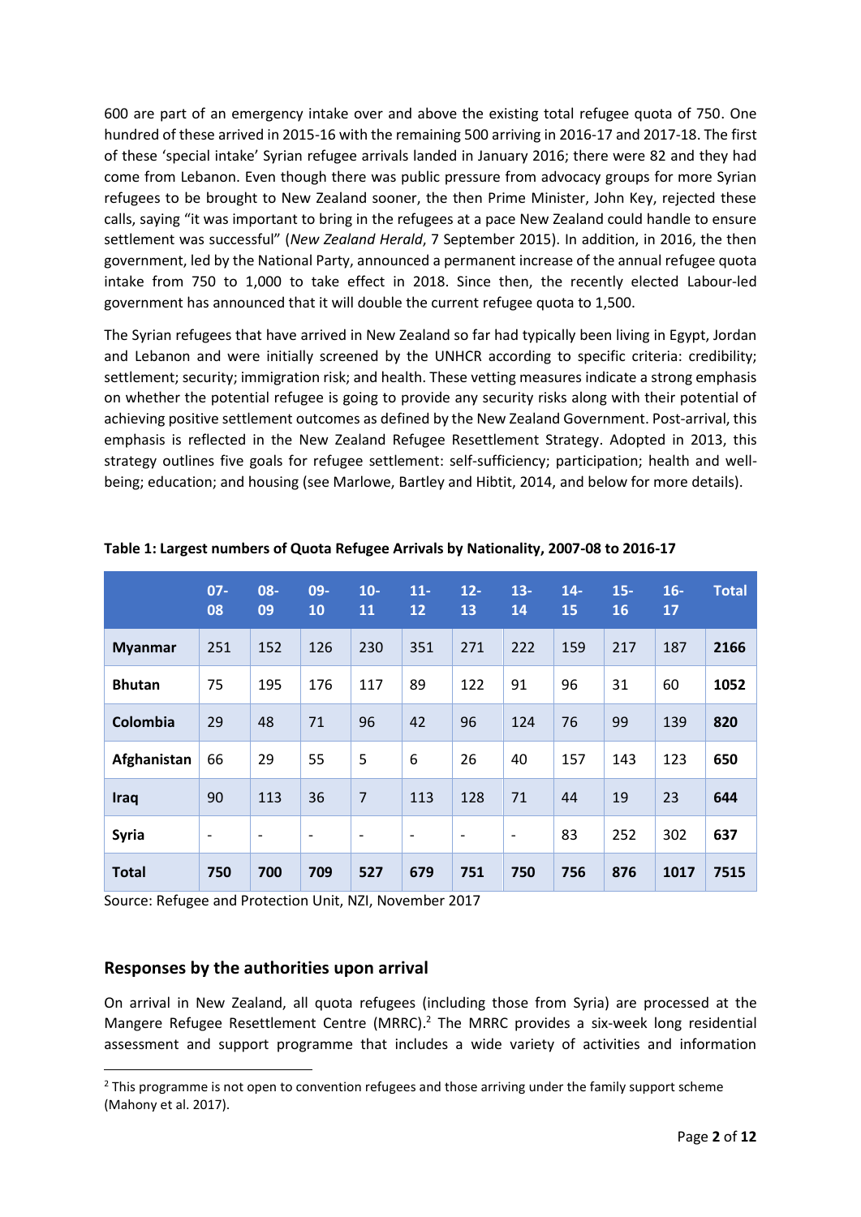600 are part of an emergency intake over and above the existing total refugee quota of 750. One hundred of these arrived in 2015-16 with the remaining 500 arriving in 2016-17 and 2017-18. The first of these 'special intake' Syrian refugee arrivals landed in January 2016; there were 82 and they had come from Lebanon. Even though there was public pressure from advocacy groups for more Syrian refugees to be brought to New Zealand sooner, the then Prime Minister, John Key, rejected these calls, saying "it was important to bring in the refugees at a pace New Zealand could handle to ensure settlement was successful" (*New Zealand Herald*, 7 September 2015). In addition, in 2016, the then government, led by the National Party, announced a permanent increase of the annual refugee quota intake from 750 to 1,000 to take effect in 2018. Since then, the recently elected Labour-led government has announced that it will double the current refugee quota to 1,500.

The Syrian refugees that have arrived in New Zealand so far had typically been living in Egypt, Jordan and Lebanon and were initially screened by the UNHCR according to specific criteria: credibility; settlement; security; immigration risk; and health. These vetting measures indicate a strong emphasis on whether the potential refugee is going to provide any security risks along with their potential of achieving positive settlement outcomes as defined by the New Zealand Government. Post-arrival, this emphasis is reflected in the New Zealand Refugee Resettlement Strategy. Adopted in 2013, this strategy outlines five goals for refugee settlement: self-sufficiency; participation; health and well-being; education; and housing (see Marlowe, Bartley and Hibtit, 2014, and below for more details).

**Table 1: Largest numbers of Quota Refugee Arrivals by Nationality, 2007-08 to 2016-17**

| | 07-08 | 08-09 | 09-10 | 10-11 | 11-12 | 12-13 | 13-14 | 14-15 | 15-16 | 16-17 | Total |
|---|---|---|---|---|---|---|---|---|---|---|---|
| **Myanmar** | 251 | 152 | 126 | 230 | 351 | 271 | 222 | 159 | 217 | 187 | **2166** |
| **Bhutan** | 75 | 195 | 176 | 117 | 89 | 122 | 91 | 96 | 31 | 60 | **1052** |
| **Colombia** | 29 | 48 | 71 | 96 | 42 | 96 | 124 | 76 | 99 | 139 | **820** |
| **Afghanistan** | 66 | 29 | 55 | 5 | 6 | 26 | 40 | 157 | 143 | 123 | **650** |
| **Iraq** | 90 | 113 | 36 | 7 | 113 | 128 | 71 | 44 | 19 | 23 | **644** |
| **Syria** | - | - | - | - | - | - | - | 83 | 252 | 302 | **637** |
| **Total** | **750** | **700** | **709** | **527** | **679** | **751** | **750** | **756** | **876** | **1017** | **7515** |

Source: Refugee and Protection Unit, NZI, November 2017

## Responses by the authorities upon arrival

On arrival in New Zealand, all quota refugees (including those from Syria) are processed at the Mangere Refugee Resettlement Centre (MRRC).[2] The MRRC provides a six-week long residential assessment and support programme that includes a wide variety of activities and information

[2] This programme is not open to convention refugees and those arriving under the family support scheme (Mahony et al. 2017).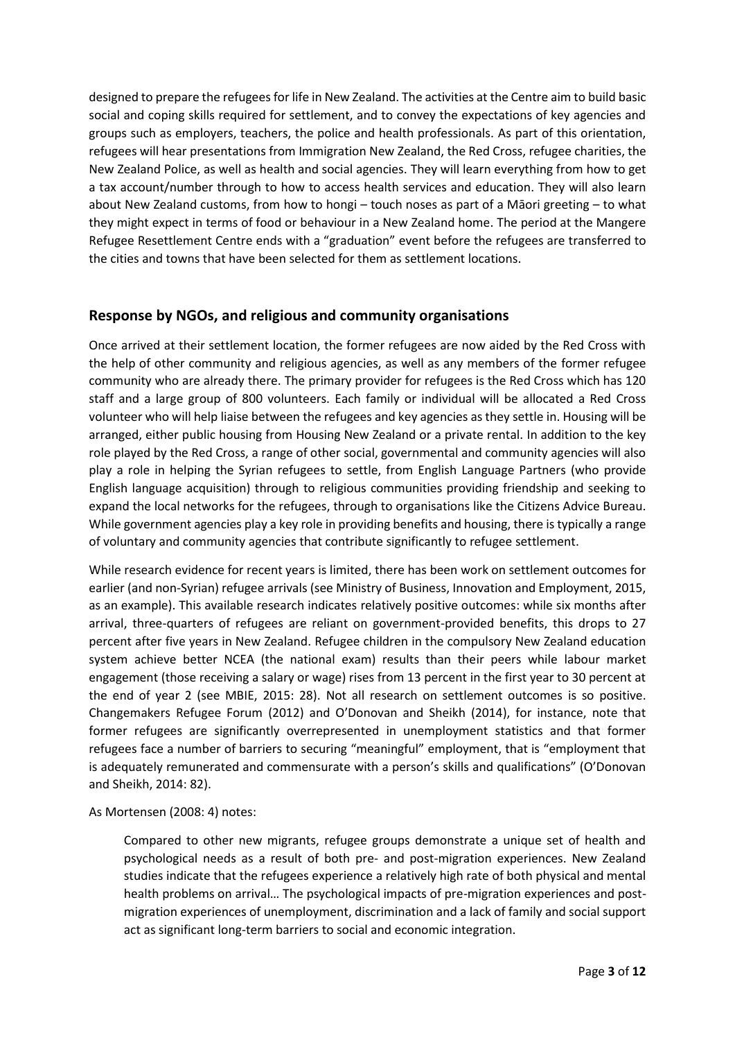designed to prepare the refugees for life in New Zealand. The activities at the Centre aim to build basic social and coping skills required for settlement, and to convey the expectations of key agencies and groups such as employers, teachers, the police and health professionals. As part of this orientation, refugees will hear presentations from Immigration New Zealand, the Red Cross, refugee charities, the New Zealand Police, as well as health and social agencies. They will learn everything from how to get a tax account/number through to how to access health services and education. They will also learn about New Zealand customs, from how to hongi – touch noses as part of a Māori greeting – to what they might expect in terms of food or behaviour in a New Zealand home. The period at the Mangere Refugee Resettlement Centre ends with a "graduation" event before the refugees are transferred to the cities and towns that have been selected for them as settlement locations.

## Response by NGOs, and religious and community organisations

Once arrived at their settlement location, the former refugees are now aided by the Red Cross with the help of other community and religious agencies, as well as any members of the former refugee community who are already there. The primary provider for refugees is the Red Cross which has 120 staff and a large group of 800 volunteers. Each family or individual will be allocated a Red Cross volunteer who will help liaise between the refugees and key agencies as they settle in. Housing will be arranged, either public housing from Housing New Zealand or a private rental. In addition to the key role played by the Red Cross, a range of other social, governmental and community agencies will also play a role in helping the Syrian refugees to settle, from English Language Partners (who provide English language acquisition) through to religious communities providing friendship and seeking to expand the local networks for the refugees, through to organisations like the Citizens Advice Bureau. While government agencies play a key role in providing benefits and housing, there is typically a range of voluntary and community agencies that contribute significantly to refugee settlement.

While research evidence for recent years is limited, there has been work on settlement outcomes for earlier (and non-Syrian) refugee arrivals (see Ministry of Business, Innovation and Employment, 2015, as an example). This available research indicates relatively positive outcomes: while six months after arrival, three-quarters of refugees are reliant on government-provided benefits, this drops to 27 percent after five years in New Zealand. Refugee children in the compulsory New Zealand education system achieve better NCEA (the national exam) results than their peers while labour market engagement (those receiving a salary or wage) rises from 13 percent in the first year to 30 percent at the end of year 2 (see MBIE, 2015: 28). Not all research on settlement outcomes is so positive. Changemakers Refugee Forum (2012) and O'Donovan and Sheikh (2014), for instance, note that former refugees are significantly overrepresented in unemployment statistics and that former refugees face a number of barriers to securing "meaningful" employment, that is "employment that is adequately remunerated and commensurate with a person's skills and qualifications" (O'Donovan and Sheikh, 2014: 82).

As Mortensen (2008: 4) notes:

> Compared to other new migrants, refugee groups demonstrate a unique set of health and psychological needs as a result of both pre- and post-migration experiences. New Zealand studies indicate that the refugees experience a relatively high rate of both physical and mental health problems on arrival… The psychological impacts of pre-migration experiences and post-migration experiences of unemployment, discrimination and a lack of family and social support act as significant long-term barriers to social and economic integration.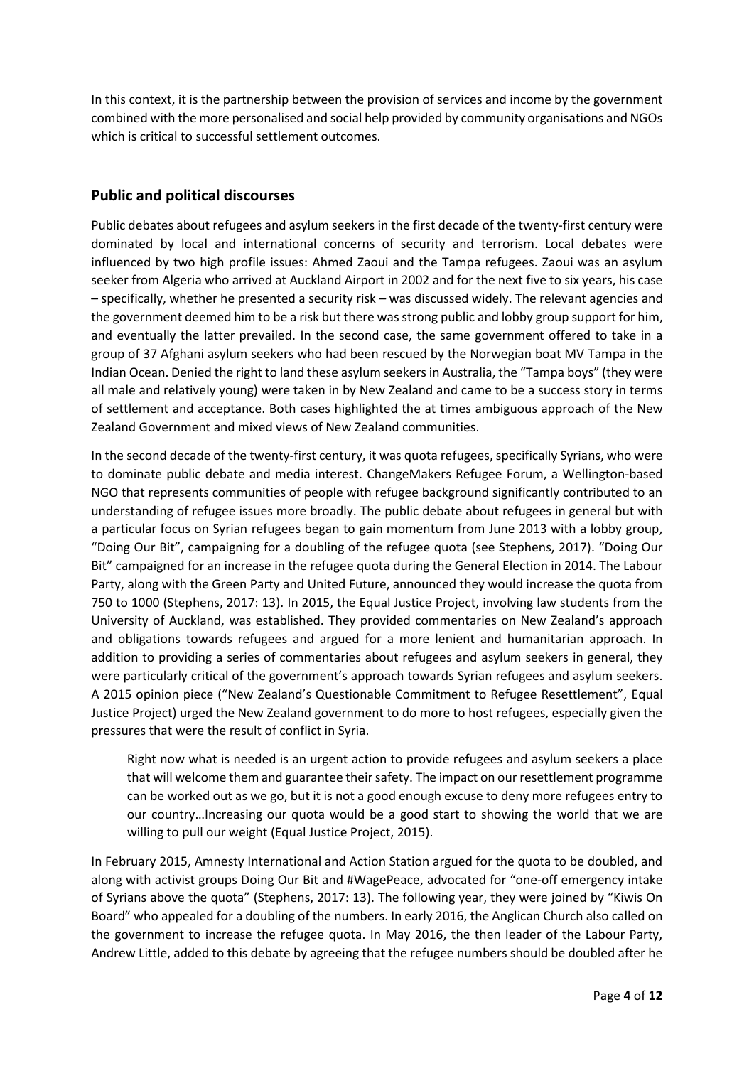In this context, it is the partnership between the provision of services and income by the government combined with the more personalised and social help provided by community organisations and NGOs which is critical to successful settlement outcomes.

## Public and political discourses

Public debates about refugees and asylum seekers in the first decade of the twenty-first century were dominated by local and international concerns of security and terrorism. Local debates were influenced by two high profile issues: Ahmed Zaoui and the Tampa refugees. Zaoui was an asylum seeker from Algeria who arrived at Auckland Airport in 2002 and for the next five to six years, his case – specifically, whether he presented a security risk – was discussed widely. The relevant agencies and the government deemed him to be a risk but there was strong public and lobby group support for him, and eventually the latter prevailed. In the second case, the same government offered to take in a group of 37 Afghani asylum seekers who had been rescued by the Norwegian boat MV Tampa in the Indian Ocean. Denied the right to land these asylum seekers in Australia, the "Tampa boys" (they were all male and relatively young) were taken in by New Zealand and came to be a success story in terms of settlement and acceptance. Both cases highlighted the at times ambiguous approach of the New Zealand Government and mixed views of New Zealand communities.

In the second decade of the twenty-first century, it was quota refugees, specifically Syrians, who were to dominate public debate and media interest. ChangeMakers Refugee Forum, a Wellington-based NGO that represents communities of people with refugee background significantly contributed to an understanding of refugee issues more broadly. The public debate about refugees in general but with a particular focus on Syrian refugees began to gain momentum from June 2013 with a lobby group, "Doing Our Bit", campaigning for a doubling of the refugee quota (see Stephens, 2017). "Doing Our Bit" campaigned for an increase in the refugee quota during the General Election in 2014. The Labour Party, along with the Green Party and United Future, announced they would increase the quota from 750 to 1000 (Stephens, 2017: 13). In 2015, the Equal Justice Project, involving law students from the University of Auckland, was established. They provided commentaries on New Zealand's approach and obligations towards refugees and argued for a more lenient and humanitarian approach. In addition to providing a series of commentaries about refugees and asylum seekers in general, they were particularly critical of the government's approach towards Syrian refugees and asylum seekers. A 2015 opinion piece ("New Zealand's Questionable Commitment to Refugee Resettlement", Equal Justice Project) urged the New Zealand government to do more to host refugees, especially given the pressures that were the result of conflict in Syria.

> Right now what is needed is an urgent action to provide refugees and asylum seekers a place that will welcome them and guarantee their safety. The impact on our resettlement programme can be worked out as we go, but it is not a good enough excuse to deny more refugees entry to our country…Increasing our quota would be a good start to showing the world that we are willing to pull our weight (Equal Justice Project, 2015).

In February 2015, Amnesty International and Action Station argued for the quota to be doubled, and along with activist groups Doing Our Bit and #WagePeace, advocated for "one-off emergency intake of Syrians above the quota" (Stephens, 2017: 13). The following year, they were joined by "Kiwis On Board" who appealed for a doubling of the numbers. In early 2016, the Anglican Church also called on the government to increase the refugee quota. In May 2016, the then leader of the Labour Party, Andrew Little, added to this debate by agreeing that the refugee numbers should be doubled after he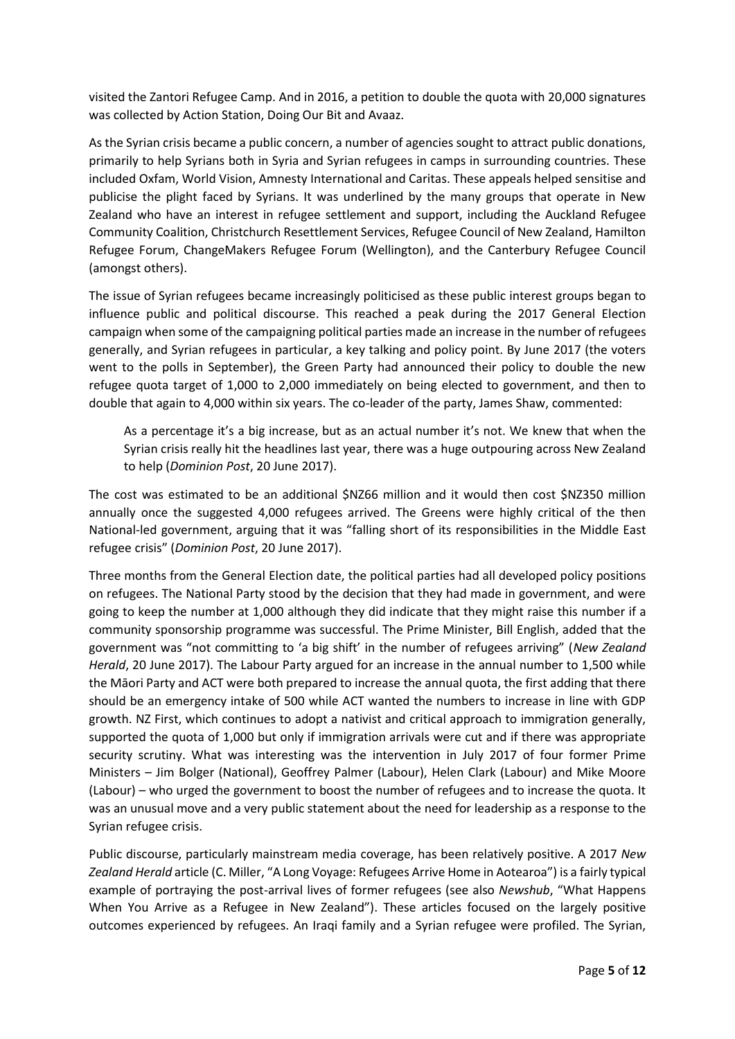visited the Zantori Refugee Camp. And in 2016, a petition to double the quota with 20,000 signatures was collected by Action Station, Doing Our Bit and Avaaz.

As the Syrian crisis became a public concern, a number of agencies sought to attract public donations, primarily to help Syrians both in Syria and Syrian refugees in camps in surrounding countries. These included Oxfam, World Vision, Amnesty International and Caritas. These appeals helped sensitise and publicise the plight faced by Syrians. It was underlined by the many groups that operate in New Zealand who have an interest in refugee settlement and support, including the Auckland Refugee Community Coalition, Christchurch Resettlement Services, Refugee Council of New Zealand, Hamilton Refugee Forum, ChangeMakers Refugee Forum (Wellington), and the Canterbury Refugee Council (amongst others).

The issue of Syrian refugees became increasingly politicised as these public interest groups began to influence public and political discourse. This reached a peak during the 2017 General Election campaign when some of the campaigning political parties made an increase in the number of refugees generally, and Syrian refugees in particular, a key talking and policy point. By June 2017 (the voters went to the polls in September), the Green Party had announced their policy to double the new refugee quota target of 1,000 to 2,000 immediately on being elected to government, and then to double that again to 4,000 within six years. The co-leader of the party, James Shaw, commented:

> As a percentage it's a big increase, but as an actual number it's not. We knew that when the Syrian crisis really hit the headlines last year, there was a huge outpouring across New Zealand to help (*Dominion Post*, 20 June 2017).

The cost was estimated to be an additional $NZ66 million and it would then cost $NZ350 million annually once the suggested 4,000 refugees arrived. The Greens were highly critical of the then National-led government, arguing that it was "falling short of its responsibilities in the Middle East refugee crisis" (*Dominion Post*, 20 June 2017).

Three months from the General Election date, the political parties had all developed policy positions on refugees. The National Party stood by the decision that they had made in government, and were going to keep the number at 1,000 although they did indicate that they might raise this number if a community sponsorship programme was successful. The Prime Minister, Bill English, added that the government was "not committing to 'a big shift' in the number of refugees arriving" (*New Zealand Herald*, 20 June 2017). The Labour Party argued for an increase in the annual number to 1,500 while the Māori Party and ACT were both prepared to increase the annual quota, the first adding that there should be an emergency intake of 500 while ACT wanted the numbers to increase in line with GDP growth. NZ First, which continues to adopt a nativist and critical approach to immigration generally, supported the quota of 1,000 but only if immigration arrivals were cut and if there was appropriate security scrutiny. What was interesting was the intervention in July 2017 of four former Prime Ministers – Jim Bolger (National), Geoffrey Palmer (Labour), Helen Clark (Labour) and Mike Moore (Labour) – who urged the government to boost the number of refugees and to increase the quota. It was an unusual move and a very public statement about the need for leadership as a response to the Syrian refugee crisis.

Public discourse, particularly mainstream media coverage, has been relatively positive. A 2017 *New Zealand Herald* article (C. Miller, "A Long Voyage: Refugees Arrive Home in Aotearoa") is a fairly typical example of portraying the post-arrival lives of former refugees (see also *Newshub*, "What Happens When You Arrive as a Refugee in New Zealand"). These articles focused on the largely positive outcomes experienced by refugees. An Iraqi family and a Syrian refugee were profiled. The Syrian,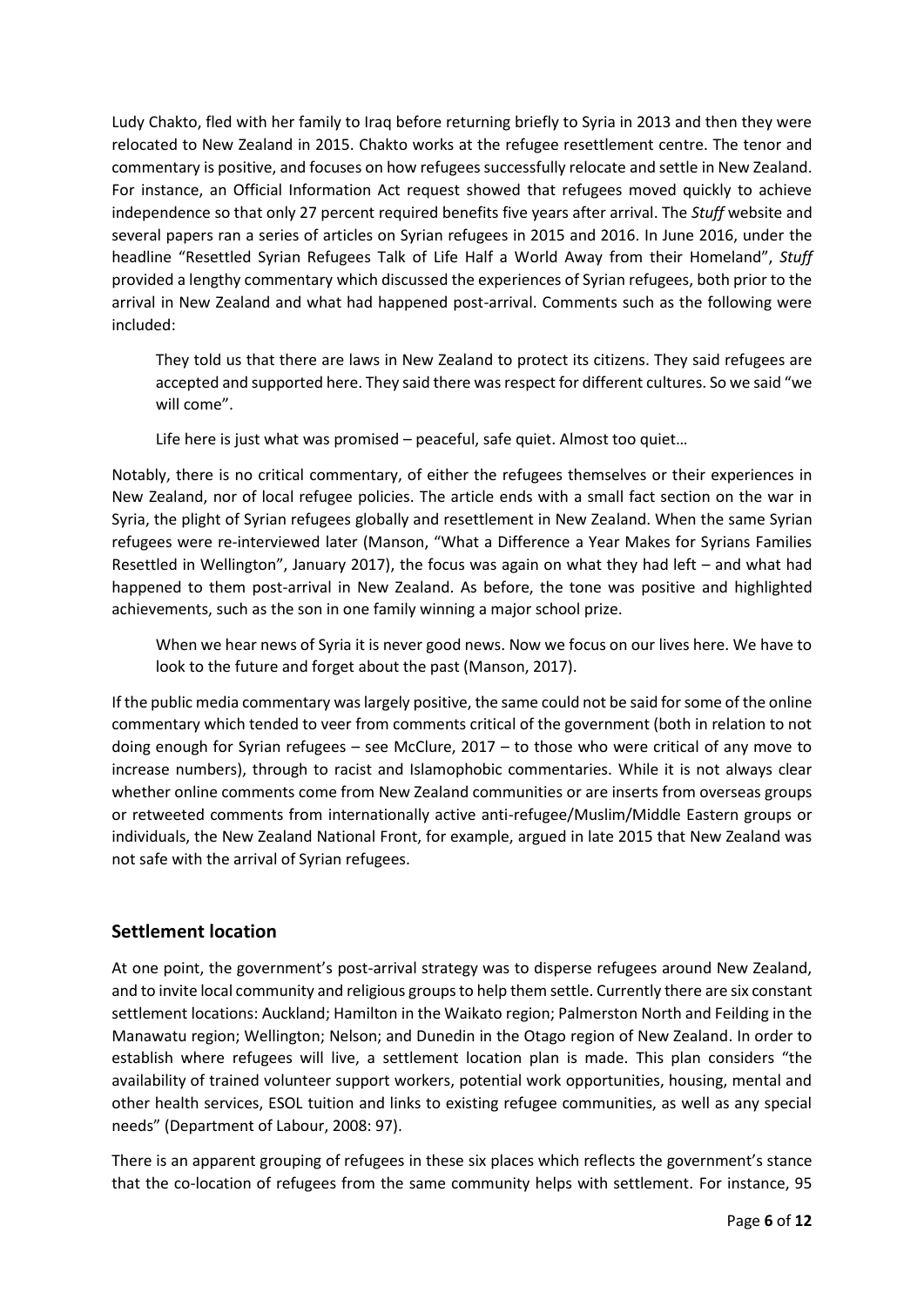Ludy Chakto, fled with her family to Iraq before returning briefly to Syria in 2013 and then they were relocated to New Zealand in 2015. Chakto works at the refugee resettlement centre. The tenor and commentary is positive, and focuses on how refugees successfully relocate and settle in New Zealand. For instance, an Official Information Act request showed that refugees moved quickly to achieve independence so that only 27 percent required benefits five years after arrival. The *Stuff* website and several papers ran a series of articles on Syrian refugees in 2015 and 2016. In June 2016, under the headline "Resettled Syrian Refugees Talk of Life Half a World Away from their Homeland", *Stuff* provided a lengthy commentary which discussed the experiences of Syrian refugees, both prior to the arrival in New Zealand and what had happened post-arrival. Comments such as the following were included:

> They told us that there are laws in New Zealand to protect its citizens. They said refugees are accepted and supported here. They said there was respect for different cultures. So we said "we will come".
>
> Life here is just what was promised – peaceful, safe quiet. Almost too quiet…

Notably, there is no critical commentary, of either the refugees themselves or their experiences in New Zealand, nor of local refugee policies. The article ends with a small fact section on the war in Syria, the plight of Syrian refugees globally and resettlement in New Zealand. When the same Syrian refugees were re-interviewed later (Manson, "What a Difference a Year Makes for Syrians Families Resettled in Wellington", January 2017), the focus was again on what they had left – and what had happened to them post-arrival in New Zealand. As before, the tone was positive and highlighted achievements, such as the son in one family winning a major school prize.

> When we hear news of Syria it is never good news. Now we focus on our lives here. We have to look to the future and forget about the past (Manson, 2017).

If the public media commentary was largely positive, the same could not be said for some of the online commentary which tended to veer from comments critical of the government (both in relation to not doing enough for Syrian refugees – see McClure, 2017 – to those who were critical of any move to increase numbers), through to racist and Islamophobic commentaries. While it is not always clear whether online comments come from New Zealand communities or are inserts from overseas groups or retweeted comments from internationally active anti-refugee/Muslim/Middle Eastern groups or individuals, the New Zealand National Front, for example, argued in late 2015 that New Zealand was not safe with the arrival of Syrian refugees.

## Settlement location

At one point, the government's post-arrival strategy was to disperse refugees around New Zealand, and to invite local community and religious groups to help them settle. Currently there are six constant settlement locations: Auckland; Hamilton in the Waikato region; Palmerston North and Feilding in the Manawatu region; Wellington; Nelson; and Dunedin in the Otago region of New Zealand. In order to establish where refugees will live, a settlement location plan is made. This plan considers "the availability of trained volunteer support workers, potential work opportunities, housing, mental and other health services, ESOL tuition and links to existing refugee communities, as well as any special needs" (Department of Labour, 2008: 97).

There is an apparent grouping of refugees in these six places which reflects the government's stance that the co-location of refugees from the same community helps with settlement. For instance, 95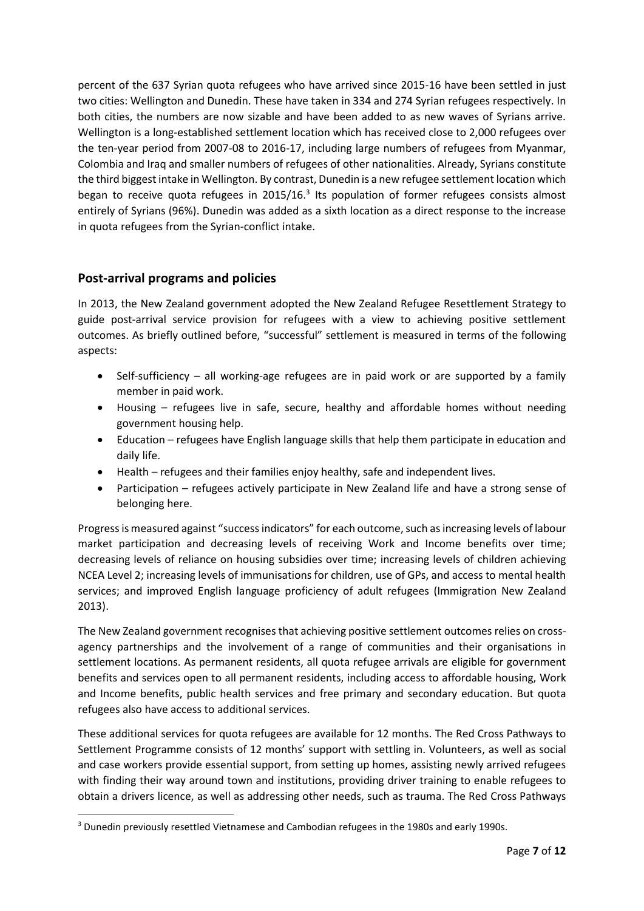percent of the 637 Syrian quota refugees who have arrived since 2015-16 have been settled in just two cities: Wellington and Dunedin. These have taken in 334 and 274 Syrian refugees respectively. In both cities, the numbers are now sizable and have been added to as new waves of Syrians arrive. Wellington is a long-established settlement location which has received close to 2,000 refugees over the ten-year period from 2007-08 to 2016-17, including large numbers of refugees from Myanmar, Colombia and Iraq and smaller numbers of refugees of other nationalities. Already, Syrians constitute the third biggest intake in Wellington. By contrast, Dunedin is a new refugee settlement location which began to receive quota refugees in 2015/16.[3] Its population of former refugees consists almost entirely of Syrians (96%). Dunedin was added as a sixth location as a direct response to the increase in quota refugees from the Syrian-conflict intake.

## Post-arrival programs and policies

In 2013, the New Zealand government adopted the New Zealand Refugee Resettlement Strategy to guide post-arrival service provision for refugees with a view to achieving positive settlement outcomes. As briefly outlined before, "successful" settlement is measured in terms of the following aspects:

- Self-sufficiency – all working-age refugees are in paid work or are supported by a family member in paid work.
- Housing – refugees live in safe, secure, healthy and affordable homes without needing government housing help.
- Education – refugees have English language skills that help them participate in education and daily life.
- Health – refugees and their families enjoy healthy, safe and independent lives.
- Participation – refugees actively participate in New Zealand life and have a strong sense of belonging here.

Progress is measured against "success indicators" for each outcome, such as increasing levels of labour market participation and decreasing levels of receiving Work and Income benefits over time; decreasing levels of reliance on housing subsidies over time; increasing levels of children achieving NCEA Level 2; increasing levels of immunisations for children, use of GPs, and access to mental health services; and improved English language proficiency of adult refugees (Immigration New Zealand 2013).

The New Zealand government recognises that achieving positive settlement outcomes relies on cross-agency partnerships and the involvement of a range of communities and their organisations in settlement locations. As permanent residents, all quota refugee arrivals are eligible for government benefits and services open to all permanent residents, including access to affordable housing, Work and Income benefits, public health services and free primary and secondary education. But quota refugees also have access to additional services.

These additional services for quota refugees are available for 12 months. The Red Cross Pathways to Settlement Programme consists of 12 months' support with settling in. Volunteers, as well as social and case workers provide essential support, from setting up homes, assisting newly arrived refugees with finding their way around town and institutions, providing driver training to enable refugees to obtain a drivers licence, as well as addressing other needs, such as trauma. The Red Cross Pathways

[3] Dunedin previously resettled Vietnamese and Cambodian refugees in the 1980s and early 1990s.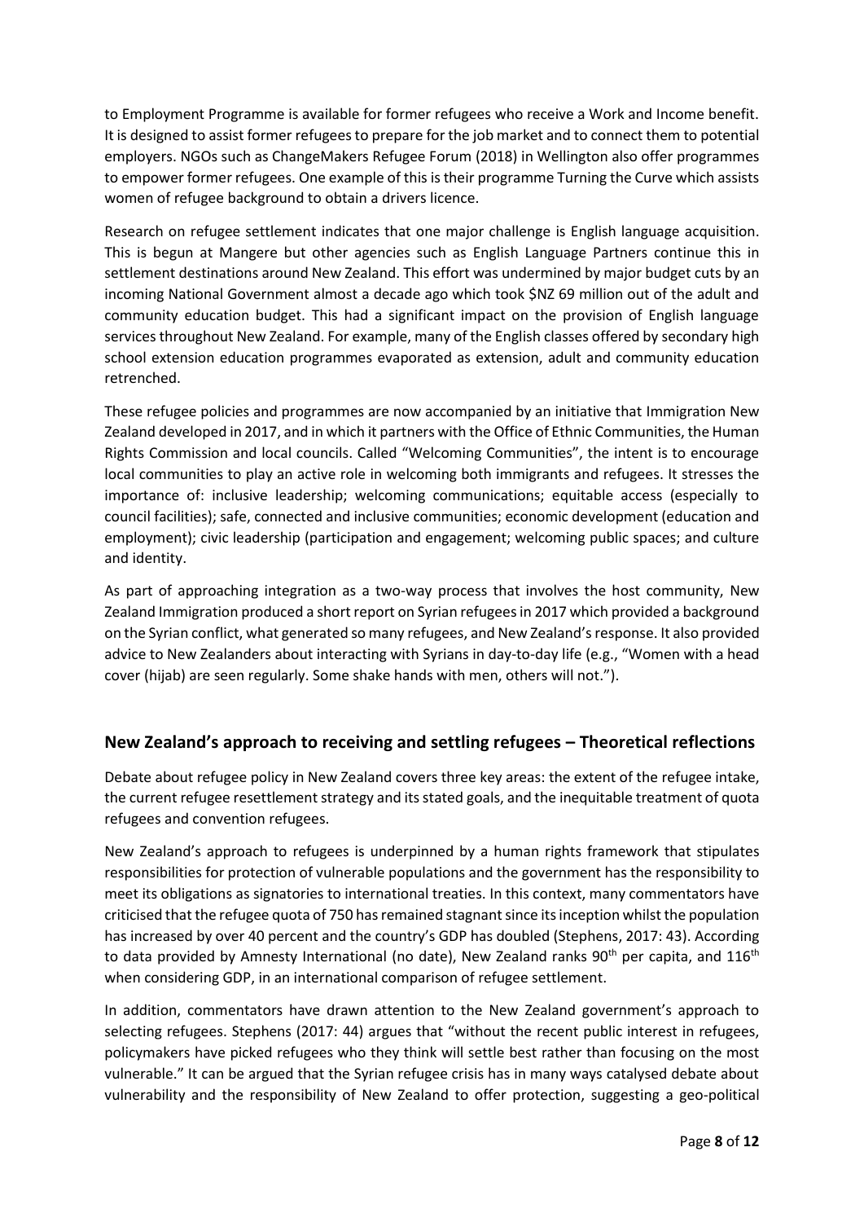to Employment Programme is available for former refugees who receive a Work and Income benefit. It is designed to assist former refugees to prepare for the job market and to connect them to potential employers. NGOs such as ChangeMakers Refugee Forum (2018) in Wellington also offer programmes to empower former refugees. One example of this is their programme Turning the Curve which assists women of refugee background to obtain a drivers licence.

Research on refugee settlement indicates that one major challenge is English language acquisition. This is begun at Mangere but other agencies such as English Language Partners continue this in settlement destinations around New Zealand. This effort was undermined by major budget cuts by an incoming National Government almost a decade ago which took $NZ 69 million out of the adult and community education budget. This had a significant impact on the provision of English language services throughout New Zealand. For example, many of the English classes offered by secondary high school extension education programmes evaporated as extension, adult and community education retrenched.

These refugee policies and programmes are now accompanied by an initiative that Immigration New Zealand developed in 2017, and in which it partners with the Office of Ethnic Communities, the Human Rights Commission and local councils. Called "Welcoming Communities", the intent is to encourage local communities to play an active role in welcoming both immigrants and refugees. It stresses the importance of: inclusive leadership; welcoming communications; equitable access (especially to council facilities); safe, connected and inclusive communities; economic development (education and employment); civic leadership (participation and engagement; welcoming public spaces; and culture and identity.

As part of approaching integration as a two-way process that involves the host community, New Zealand Immigration produced a short report on Syrian refugees in 2017 which provided a background on the Syrian conflict, what generated so many refugees, and New Zealand's response. It also provided advice to New Zealanders about interacting with Syrians in day-to-day life (e.g., "Women with a head cover (hijab) are seen regularly. Some shake hands with men, others will not.").

## New Zealand's approach to receiving and settling refugees – Theoretical reflections

Debate about refugee policy in New Zealand covers three key areas: the extent of the refugee intake, the current refugee resettlement strategy and its stated goals, and the inequitable treatment of quota refugees and convention refugees.

New Zealand's approach to refugees is underpinned by a human rights framework that stipulates responsibilities for protection of vulnerable populations and the government has the responsibility to meet its obligations as signatories to international treaties. In this context, many commentators have criticised that the refugee quota of 750 has remained stagnant since its inception whilst the population has increased by over 40 percent and the country's GDP has doubled (Stephens, 2017: 43). According to data provided by Amnesty International (no date), New Zealand ranks 90th per capita, and 116th when considering GDP, in an international comparison of refugee settlement.

In addition, commentators have drawn attention to the New Zealand government's approach to selecting refugees. Stephens (2017: 44) argues that "without the recent public interest in refugees, policymakers have picked refugees who they think will settle best rather than focusing on the most vulnerable." It can be argued that the Syrian refugee crisis has in many ways catalysed debate about vulnerability and the responsibility of New Zealand to offer protection, suggesting a geo-political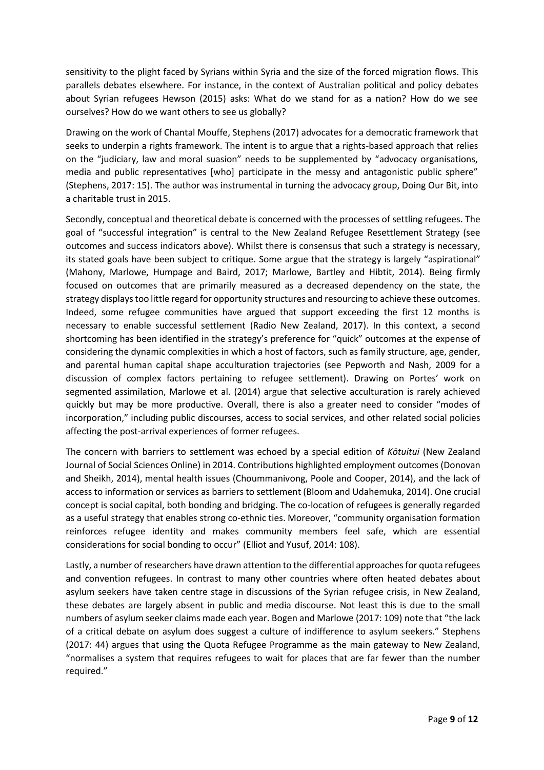sensitivity to the plight faced by Syrians within Syria and the size of the forced migration flows. This parallels debates elsewhere. For instance, in the context of Australian political and policy debates about Syrian refugees Hewson (2015) asks: What do we stand for as a nation? How do we see ourselves? How do we want others to see us globally?

Drawing on the work of Chantal Mouffe, Stephens (2017) advocates for a democratic framework that seeks to underpin a rights framework. The intent is to argue that a rights-based approach that relies on the "judiciary, law and moral suasion" needs to be supplemented by "advocacy organisations, media and public representatives [who] participate in the messy and antagonistic public sphere" (Stephens, 2017: 15). The author was instrumental in turning the advocacy group, Doing Our Bit, into a charitable trust in 2015.

Secondly, conceptual and theoretical debate is concerned with the processes of settling refugees. The goal of "successful integration" is central to the New Zealand Refugee Resettlement Strategy (see outcomes and success indicators above). Whilst there is consensus that such a strategy is necessary, its stated goals have been subject to critique. Some argue that the strategy is largely "aspirational" (Mahony, Marlowe, Humpage and Baird, 2017; Marlowe, Bartley and Hibtit, 2014). Being firmly focused on outcomes that are primarily measured as a decreased dependency on the state, the strategy displays too little regard for opportunity structures and resourcing to achieve these outcomes. Indeed, some refugee communities have argued that support exceeding the first 12 months is necessary to enable successful settlement (Radio New Zealand, 2017). In this context, a second shortcoming has been identified in the strategy's preference for "quick" outcomes at the expense of considering the dynamic complexities in which a host of factors, such as family structure, age, gender, and parental human capital shape acculturation trajectories (see Pepworth and Nash, 2009 for a discussion of complex factors pertaining to refugee settlement). Drawing on Portes' work on segmented assimilation, Marlowe et al. (2014) argue that selective acculturation is rarely achieved quickly but may be more productive. Overall, there is also a greater need to consider "modes of incorporation," including public discourses, access to social services, and other related social policies affecting the post-arrival experiences of former refugees.

The concern with barriers to settlement was echoed by a special edition of *Kōtuitui* (New Zealand Journal of Social Sciences Online) in 2014. Contributions highlighted employment outcomes (Donovan and Sheikh, 2014), mental health issues (Choummanivong, Poole and Cooper, 2014), and the lack of access to information or services as barriers to settlement (Bloom and Udahemuka, 2014). One crucial concept is social capital, both bonding and bridging. The co-location of refugees is generally regarded as a useful strategy that enables strong co-ethnic ties. Moreover, "community organisation formation reinforces refugee identity and makes community members feel safe, which are essential considerations for social bonding to occur" (Elliot and Yusuf, 2014: 108).

Lastly, a number of researchers have drawn attention to the differential approaches for quota refugees and convention refugees. In contrast to many other countries where often heated debates about asylum seekers have taken centre stage in discussions of the Syrian refugee crisis, in New Zealand, these debates are largely absent in public and media discourse. Not least this is due to the small numbers of asylum seeker claims made each year. Bogen and Marlowe (2017: 109) note that "the lack of a critical debate on asylum does suggest a culture of indifference to asylum seekers." Stephens (2017: 44) argues that using the Quota Refugee Programme as the main gateway to New Zealand, "normalises a system that requires refugees to wait for places that are far fewer than the number required."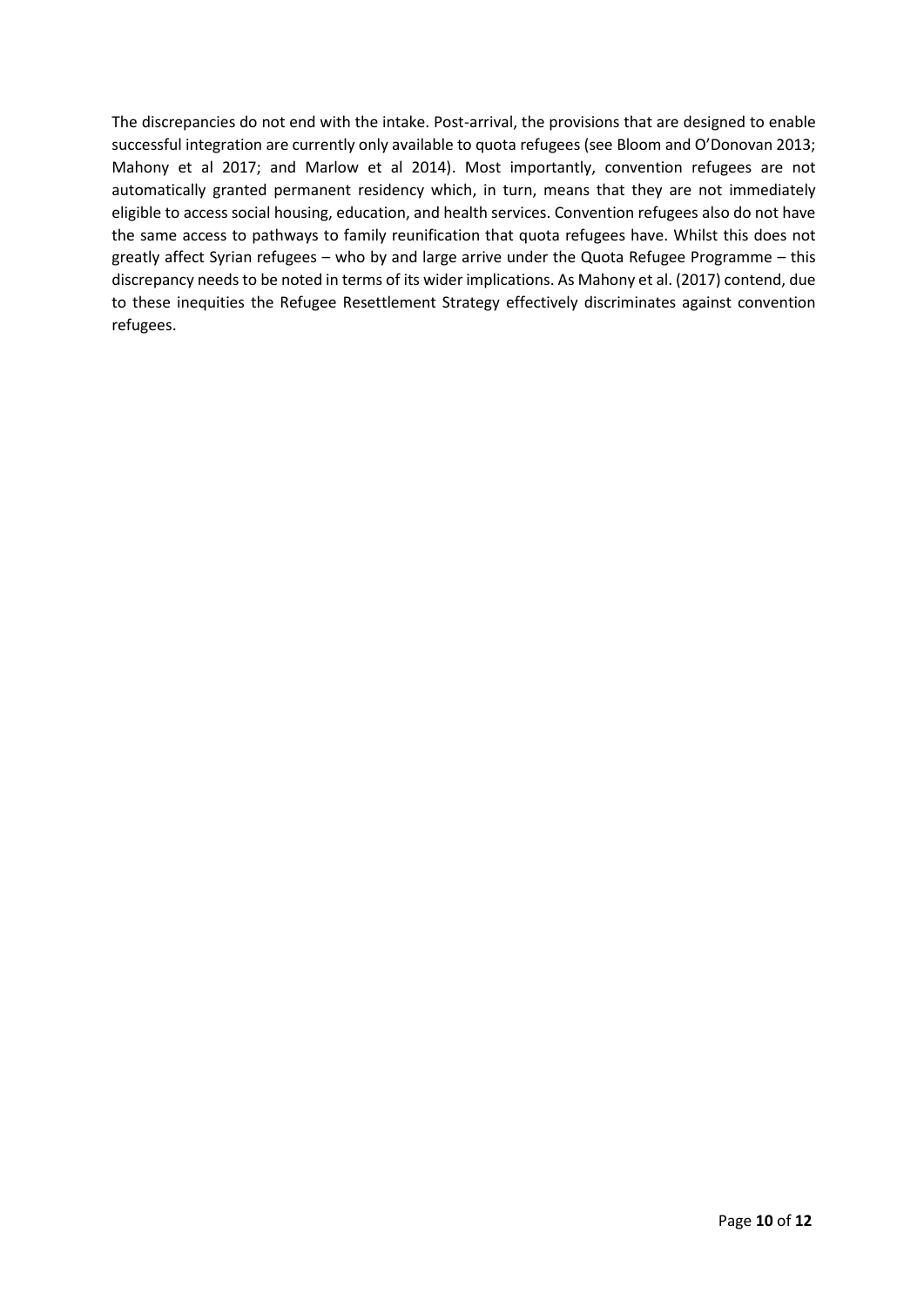The discrepancies do not end with the intake. Post-arrival, the provisions that are designed to enable successful integration are currently only available to quota refugees (see Bloom and O'Donovan 2013; Mahony et al 2017; and Marlow et al 2014). Most importantly, convention refugees are not automatically granted permanent residency which, in turn, means that they are not immediately eligible to access social housing, education, and health services. Convention refugees also do not have the same access to pathways to family reunification that quota refugees have. Whilst this does not greatly affect Syrian refugees – who by and large arrive under the Quota Refugee Programme – this discrepancy needs to be noted in terms of its wider implications. As Mahony et al. (2017) contend, due to these inequities the Refugee Resettlement Strategy effectively discriminates against convention refugees.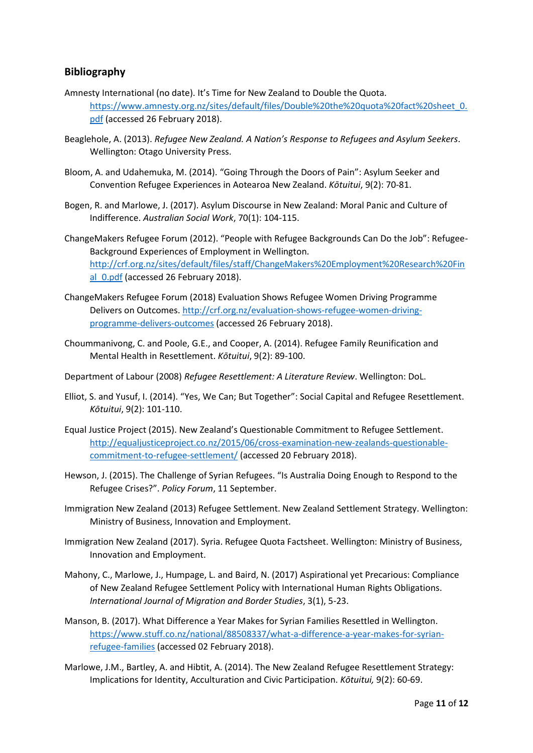## Bibliography

Amnesty International (no date). It's Time for New Zealand to Double the Quota. https://www.amnesty.org.nz/sites/default/files/Double%20the%20quota%20fact%20sheet_0.pdf (accessed 26 February 2018).

Beaglehole, A. (2013). *Refugee New Zealand. A Nation's Response to Refugees and Asylum Seekers*. Wellington: Otago University Press.

Bloom, A. and Udahemuka, M. (2014). "Going Through the Doors of Pain": Asylum Seeker and Convention Refugee Experiences in Aotearoa New Zealand. *Kōtuitui*, 9(2): 70-81.

Bogen, R. and Marlowe, J. (2017). Asylum Discourse in New Zealand: Moral Panic and Culture of Indifference. *Australian Social Work*, 70(1): 104-115.

ChangeMakers Refugee Forum (2012). "People with Refugee Backgrounds Can Do the Job": Refugee-Background Experiences of Employment in Wellington. http://crf.org.nz/sites/default/files/staff/ChangeMakers%20Employment%20Research%20Final_0.pdf (accessed 26 February 2018).

ChangeMakers Refugee Forum (2018) Evaluation Shows Refugee Women Driving Programme Delivers on Outcomes. http://crf.org.nz/evaluation-shows-refugee-women-driving-programme-delivers-outcomes (accessed 26 February 2018).

Choummanivong, C. and Poole, G.E., and Cooper, A. (2014). Refugee Family Reunification and Mental Health in Resettlement. *Kōtuitui*, 9(2): 89-100.

Department of Labour (2008) *Refugee Resettlement: A Literature Review*. Wellington: DoL.

Elliot, S. and Yusuf, I. (2014). "Yes, We Can; But Together": Social Capital and Refugee Resettlement. *Kōtuitui*, 9(2): 101-110.

Equal Justice Project (2015). New Zealand's Questionable Commitment to Refugee Settlement. http://equaljusticeproject.co.nz/2015/06/cross-examination-new-zealands-questionable-commitment-to-refugee-settlement/ (accessed 20 February 2018).

Hewson, J. (2015). The Challenge of Syrian Refugees. "Is Australia Doing Enough to Respond to the Refugee Crises?". *Policy Forum*, 11 September.

Immigration New Zealand (2013) Refugee Settlement. New Zealand Settlement Strategy. Wellington: Ministry of Business, Innovation and Employment.

Immigration New Zealand (2017). Syria. Refugee Quota Factsheet. Wellington: Ministry of Business, Innovation and Employment.

Mahony, C., Marlowe, J., Humpage, L. and Baird, N. (2017) Aspirational yet Precarious: Compliance of New Zealand Refugee Settlement Policy with International Human Rights Obligations. *International Journal of Migration and Border Studies*, 3(1), 5-23.

Manson, B. (2017). What Difference a Year Makes for Syrian Families Resettled in Wellington. https://www.stuff.co.nz/national/88508337/what-a-difference-a-year-makes-for-syrian-refugee-families (accessed 02 February 2018).

Marlowe, J.M., Bartley, A. and Hibtit, A. (2014). The New Zealand Refugee Resettlement Strategy: Implications for Identity, Acculturation and Civic Participation. *Kōtuitui,* 9(2): 60-69.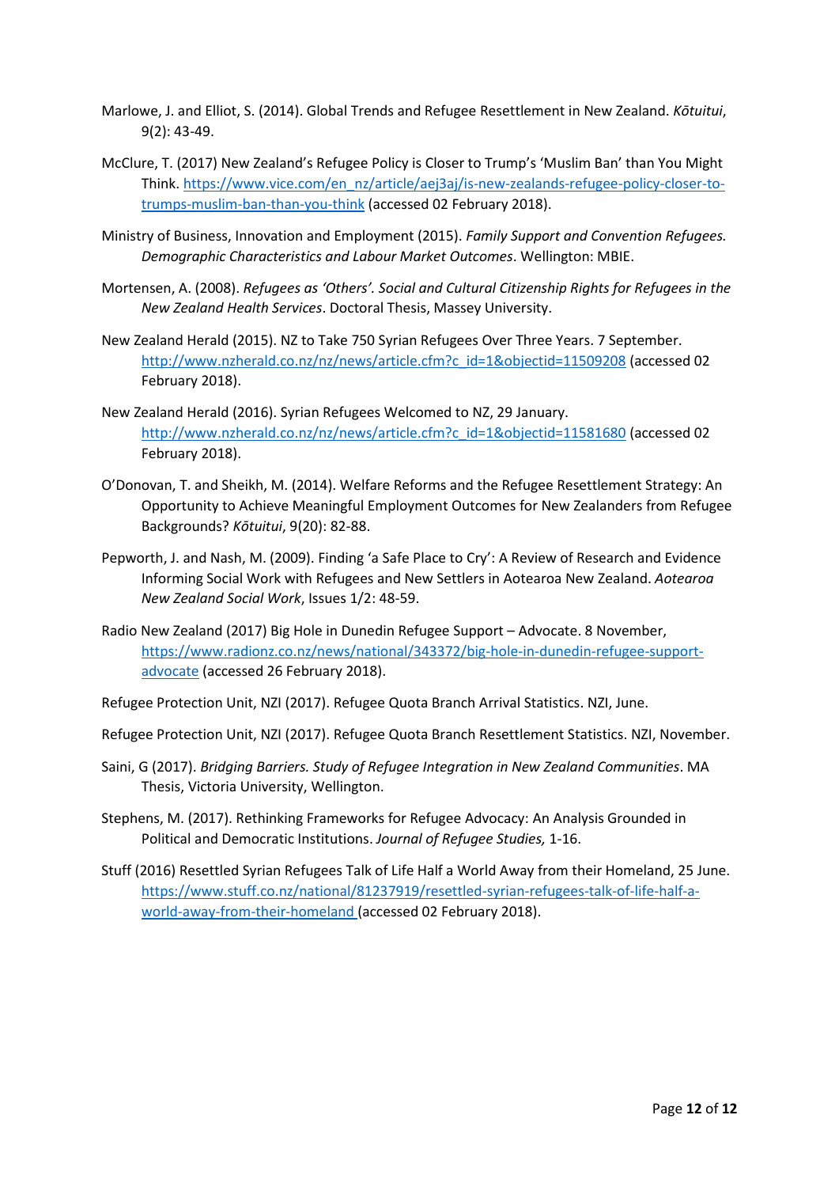Marlowe, J. and Elliot, S. (2014). Global Trends and Refugee Resettlement in New Zealand. *Kōtuitui*, 9(2): 43-49.

McClure, T. (2017) New Zealand's Refugee Policy is Closer to Trump's 'Muslim Ban' than You Might Think. https://www.vice.com/en_nz/article/aej3aj/is-new-zealands-refugee-policy-closer-to-trumps-muslim-ban-than-you-think (accessed 02 February 2018).

Ministry of Business, Innovation and Employment (2015). *Family Support and Convention Refugees. Demographic Characteristics and Labour Market Outcomes*. Wellington: MBIE.

Mortensen, A. (2008). *Refugees as 'Others'. Social and Cultural Citizenship Rights for Refugees in the New Zealand Health Services*. Doctoral Thesis, Massey University.

New Zealand Herald (2015). NZ to Take 750 Syrian Refugees Over Three Years. 7 September. http://www.nzherald.co.nz/nz/news/article.cfm?c_id=1&objectid=11509208 (accessed 02 February 2018).

New Zealand Herald (2016). Syrian Refugees Welcomed to NZ, 29 January. http://www.nzherald.co.nz/nz/news/article.cfm?c_id=1&objectid=11581680 (accessed 02 February 2018).

O'Donovan, T. and Sheikh, M. (2014). Welfare Reforms and the Refugee Resettlement Strategy: An Opportunity to Achieve Meaningful Employment Outcomes for New Zealanders from Refugee Backgrounds? *Kōtuitui*, 9(20): 82-88.

Pepworth, J. and Nash, M. (2009). Finding 'a Safe Place to Cry': A Review of Research and Evidence Informing Social Work with Refugees and New Settlers in Aotearoa New Zealand. *Aotearoa New Zealand Social Work*, Issues 1/2: 48-59.

Radio New Zealand (2017) Big Hole in Dunedin Refugee Support – Advocate. 8 November, https://www.radionz.co.nz/news/national/343372/big-hole-in-dunedin-refugee-support-advocate (accessed 26 February 2018).

Refugee Protection Unit, NZI (2017). Refugee Quota Branch Arrival Statistics. NZI, June.

Refugee Protection Unit, NZI (2017). Refugee Quota Branch Resettlement Statistics. NZI, November.

Saini, G (2017). *Bridging Barriers. Study of Refugee Integration in New Zealand Communities*. MA Thesis, Victoria University, Wellington.

Stephens, M. (2017). Rethinking Frameworks for Refugee Advocacy: An Analysis Grounded in Political and Democratic Institutions. *Journal of Refugee Studies,* 1-16.

Stuff (2016) Resettled Syrian Refugees Talk of Life Half a World Away from their Homeland, 25 June. https://www.stuff.co.nz/national/81237919/resettled-syrian-refugees-talk-of-life-half-a-world-away-from-their-homeland (accessed 02 February 2018).